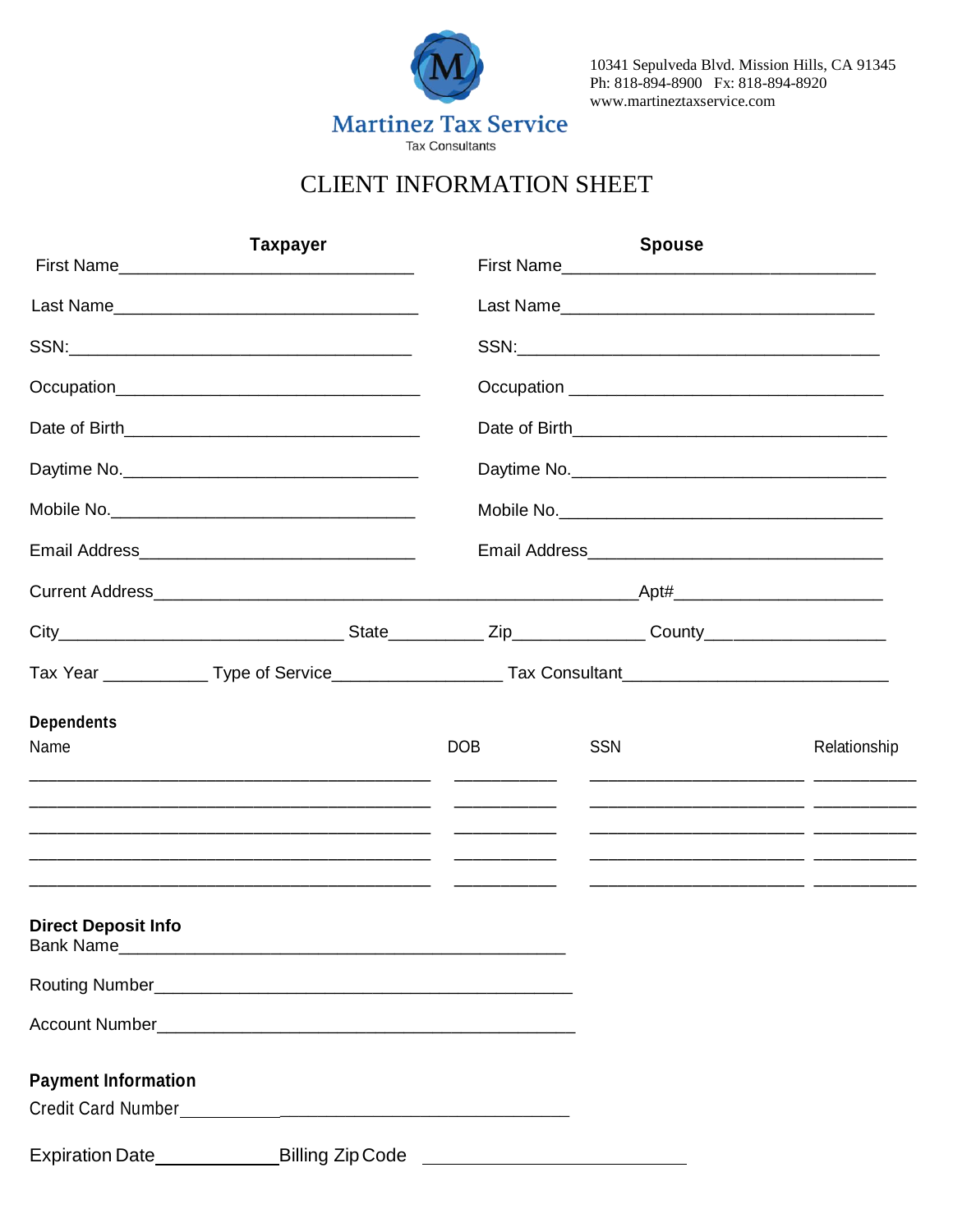**Martinez Tax Service**
Tax Consultants

10341 Sepulveda Blvd. Mission Hills, CA 91345
Ph: 818-894-8900 Fx: 818-894-8920
www.martineztaxservice.com

# CLIENT INFORMATION SHEET

| Taxpayer | Spouse |
|---|---|
| First Name________________________________ | First Name__________________________________ |
| Last Name_________________________________ | Last Name__________________________________ |
| SSN:_____________________________________ | SSN:_______________________________________ |
| Occupation_________________________________ | Occupation __________________________________ |
| Date of Birth_______________________________ | Date of Birth_________________________________ |
| Daytime No._______________________________ | Daytime No._________________________________ |
| Mobile No.________________________________ | Mobile No.__________________________________ |
| Email Address______________________________ | Email Address________________________________ |

Current Address____________________________________________________Apt#______________________

City____________________________ State__________ Zip______________ County_________________

Tax Year ___________ Type of Service__________________ Tax Consultant___________________________

**Dependents**

| Name | DOB | SSN | Relationship |
|---|---|---|---|
| | | | |
| | | | |
| | | | |
| | | | |
| | | | |

**Direct Deposit Info**

Bank Name__________________________________________________

Routing Number_____________________________________________

Account Number_____________________________________________

**Payment Information**

Credit Card Number_________________________________________

Expiration Date_____________Billing Zip Code ____________________________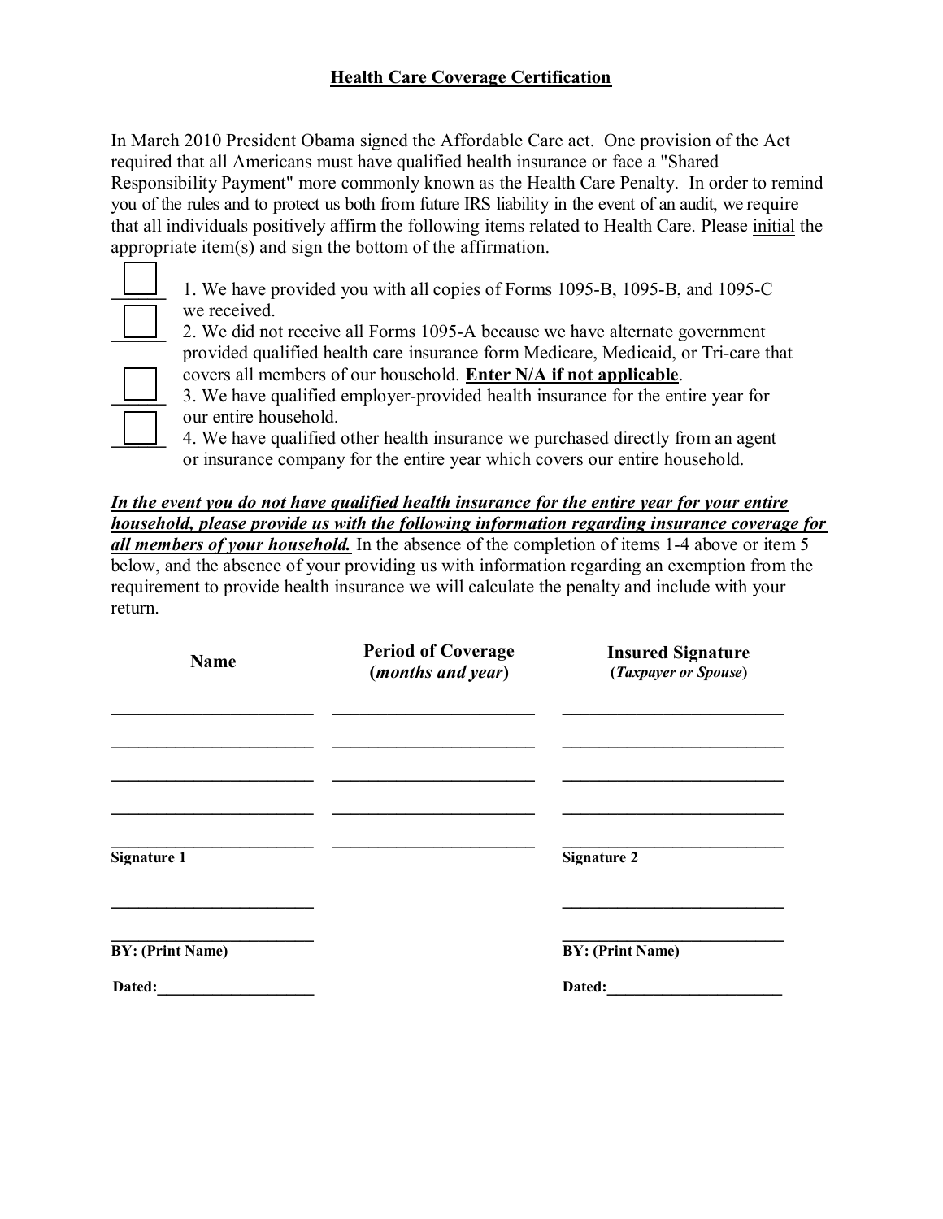# Health Care Coverage Certification

In March 2010 President Obama signed the Affordable Care act. One provision of the Act required that all Americans must have qualified health insurance or face a "Shared Responsibility Payment" more commonly known as the Health Care Penalty. In order to remind you of the rules and to protect us both from future IRS liability in the event of an audit, we require that all individuals positively affirm the following items related to Health Care. Please initial the appropriate item(s) and sign the bottom of the affirmation.

☐ 1. We have provided you with all copies of Forms 1095-B, 1095-B, and 1095-C we received.

☐ 2. We did not receive all Forms 1095-A because we have alternate government provided qualified health care insurance form Medicare, Medicaid, or Tri-care that covers all members of our household. **Enter N/A if not applicable**.

☐ 3. We have qualified employer-provided health insurance for the entire year for our entire household.

☐ 4. We have qualified other health insurance we purchased directly from an agent or insurance company for the entire year which covers our entire household.

***In the event you do not have qualified health insurance for the entire year for your entire household, please provide us with the following information regarding insurance coverage for all members of your household.*** In the absence of the completion of items 1-4 above or item 5 below, and the absence of your providing us with information regarding an exemption from the requirement to provide health insurance we will calculate the penalty and include with your return.

| Name | Period of Coverage (*months and year*) | Insured Signature (*Taxpayer or Spouse*) |
|---|---|---|
| ______________________ | ______________________ | ______________________ |
| ______________________ | ______________________ | ______________________ |
| ______________________ | ______________________ | ______________________ |
| ______________________ | ______________________ | ______________________ |
| ______________________ | ______________________ | ______________________ |

**Signature 1** ______________________

______________________

**BY: (Print Name)**

**Dated:**____________________

**Signature 2** ______________________

______________________

**BY: (Print Name)**

**Dated:**____________________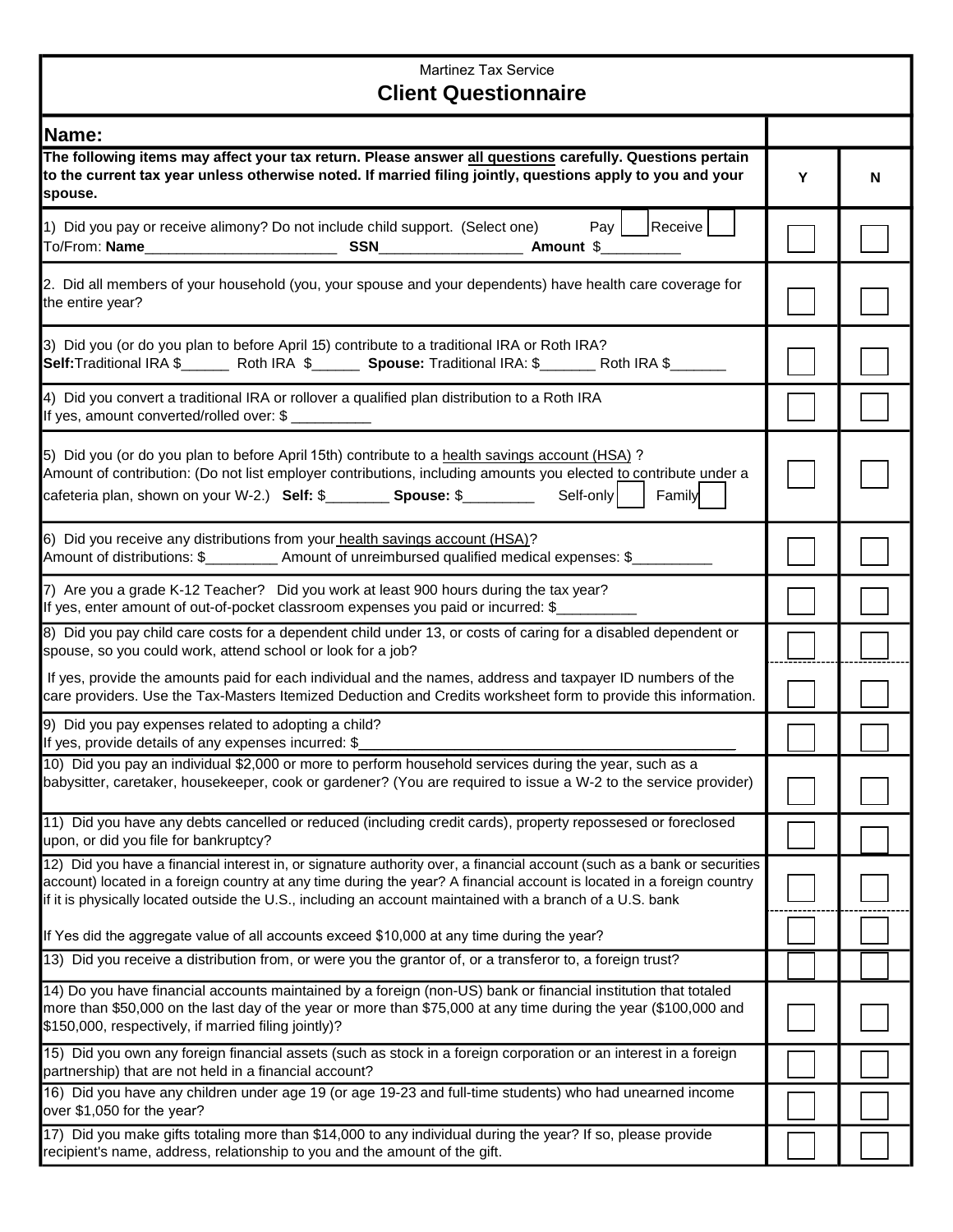Martinez Tax Service

# Client Questionnaire

| **Name:** | | |
|---|---|---|
| **The following items may affect your tax return. Please answer all questions carefully. Questions pertain to the current tax year unless otherwise noted. If married filing jointly, questions apply to you and your spouse.** | **Y** | **N** |
| 1) Did you pay or receive alimony? Do not include child support. (Select one) Pay ☐ Receive ☐<br>To/From: **Name**________________________ **SSN**__________________ **Amount** $__________ | ☐ | ☐ |
| 2. Did all members of your household (you, your spouse and your dependents) have health care coverage for the entire year? | ☐ | ☐ |
| 3) Did you (or do you plan to before April 15) contribute to a traditional IRA or Roth IRA?<br>**Self:** Traditional IRA $______ Roth IRA $______ **Spouse:** Traditional IRA: $_______ Roth IRA $_______ | ☐ | ☐ |
| 4) Did you convert a traditional IRA or rollover a qualified plan distribution to a Roth IRA<br>If yes, amount converted/rolled over: $ __________ | ☐ | ☐ |
| 5) Did you (or do you plan to before April 15th) contribute to a health savings account (HSA) ?<br>Amount of contribution: (Do not list employer contributions, including amounts you elected to contribute under a cafeteria plan, shown on your W-2.) **Self:** $________ **Spouse:** $_________ Self-only ☐ Family ☐ | ☐ | ☐ |
| 6) Did you receive any distributions from your health savings account (HSA)?<br>Amount of distributions: $_________ Amount of unreimbursed qualified medical expenses: $__________ | ☐ | ☐ |
| 7) Are you a grade K-12 Teacher? Did you work at least 900 hours during the tax year?<br>If yes, enter amount of out-of-pocket classroom expenses you paid or incurred: $__________ | ☐ | ☐ |
| 8) Did you pay child care costs for a dependent child under 13, or costs of caring for a disabled dependent or spouse, so you could work, attend school or look for a job? | ☐ | ☐ |
| If yes, provide the amounts paid for each individual and the names, address and taxpayer ID numbers of the care providers. Use the Tax-Masters Itemized Deduction and Credits worksheet form to provide this information. | ☐ | ☐ |
| 9) Did you pay expenses related to adopting a child?<br>If yes, provide details of any expenses incurred: $_____________________________________________ | ☐ | ☐ |
| 10) Did you pay an individual $2,000 or more to perform household services during the year, such as a babysitter, caretaker, housekeeper, cook or gardener? (You are required to issue a W-2 to the service provider) | ☐ | ☐ |
| 11) Did you have any debts cancelled or reduced (including credit cards), property repossesed or foreclosed upon, or did you file for bankruptcy? | ☐ | ☐ |
| 12) Did you have a financial interest in, or signature authority over, a financial account (such as a bank or securities account) located in a foreign country at any time during the year? A financial account is located in a foreign country if it is physically located outside the U.S., including an account maintained with a branch of a U.S. bank | ☐ | ☐ |
| If Yes did the aggregate value of all accounts exceed $10,000 at any time during the year? | ☐ | ☐ |
| 13) Did you receive a distribution from, or were you the grantor of, or a transferor to, a foreign trust? | ☐ | ☐ |
| 14) Do you have financial accounts maintained by a foreign (non-US) bank or financial institution that totaled more than $50,000 on the last day of the year or more than $75,000 at any time during the year ($100,000 and $150,000, respectively, if married filing jointly)? | ☐ | ☐ |
| 15) Did you own any foreign financial assets (such as stock in a foreign corporation or an interest in a foreign partnership) that are not held in a financial account? | ☐ | ☐ |
| 16) Did you have any children under age 19 (or age 19-23 and full-time students) who had unearned income over $1,050 for the year? | ☐ | ☐ |
| 17) Did you make gifts totaling more than $14,000 to any individual during the year? If so, please provide recipient's name, address, relationship to you and the amount of the gift. | ☐ | ☐ |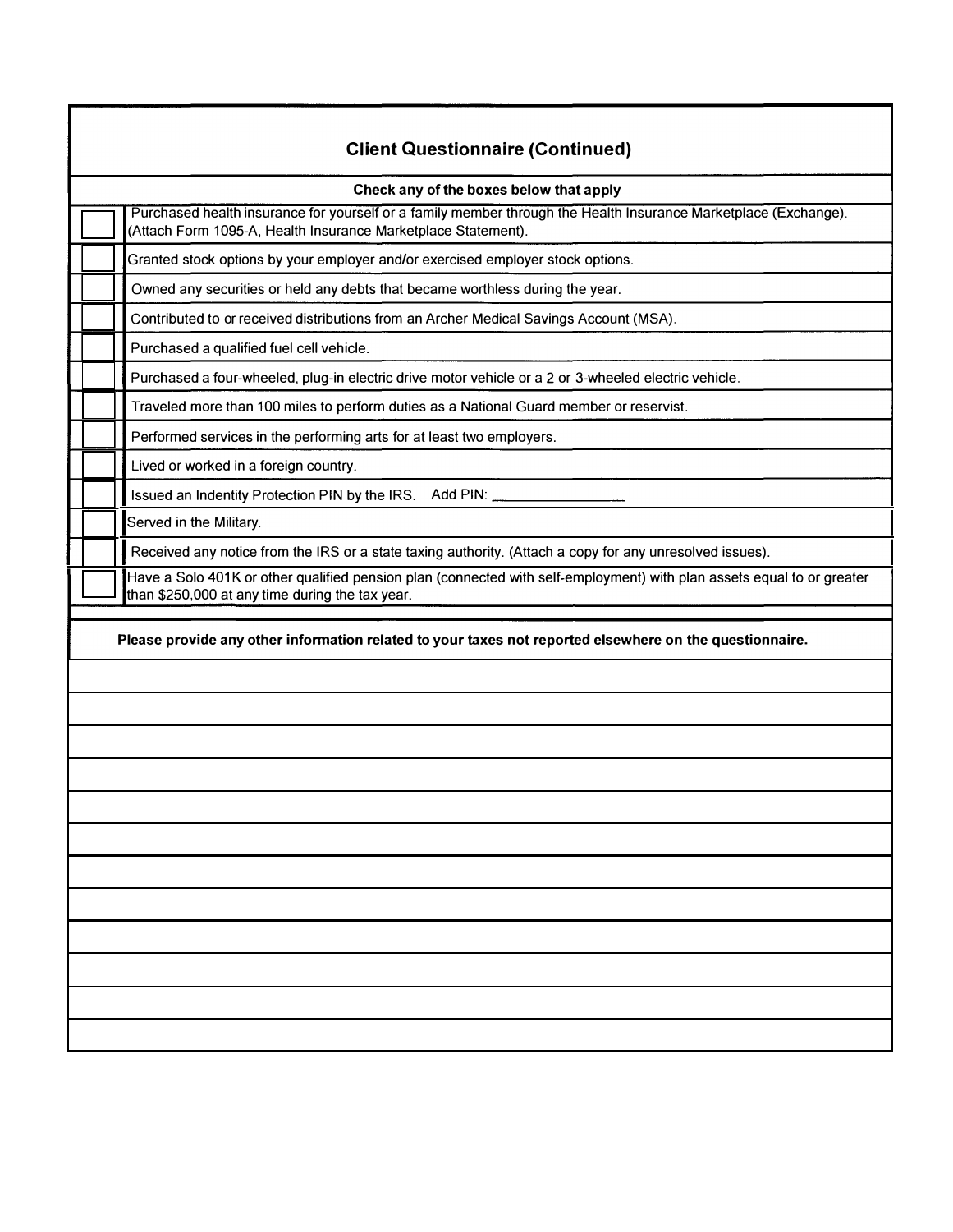## Client Questionnaire (Continued)

**Check any of the boxes below that apply**

| | |
|---|---|
| ☐ | Purchased health insurance for yourself or a family member through the Health Insurance Marketplace (Exchange). (Attach Form 1095-A, Health Insurance Marketplace Statement). |
| ☐ | Granted stock options by your employer and/or exercised employer stock options. |
| ☐ | Owned any securities or held any debts that became worthless during the year. |
| ☐ | Contributed to or received distributions from an Archer Medical Savings Account (MSA). |
| ☐ | Purchased a qualified fuel cell vehicle. |
| ☐ | Purchased a four-wheeled, plug-in electric drive motor vehicle or a 2 or 3-wheeled electric vehicle. |
| ☐ | Traveled more than 100 miles to perform duties as a National Guard member or reservist. |
| ☐ | Performed services in the performing arts for at least two employers. |
| ☐ | Lived or worked in a foreign country. |
| ☐ | Issued an Indentity Protection PIN by the IRS. Add PIN: ________________ |
| ☐ | Served in the Military. |
| ☐ | Received any notice from the IRS or a state taxing authority. (Attach a copy for any unresolved issues). |
| ☐ | Have a Solo 401K or other qualified pension plan (connected with self-employment) with plan assets equal to or greater than $250,000 at any time during the tax year. |

**Please provide any other information related to your taxes not reported elsewhere on the questionnaire.**

_______________________________________________

_______________________________________________

_______________________________________________

_______________________________________________

_______________________________________________

_______________________________________________

_______________________________________________

_______________________________________________

_______________________________________________

_______________________________________________

_______________________________________________

_______________________________________________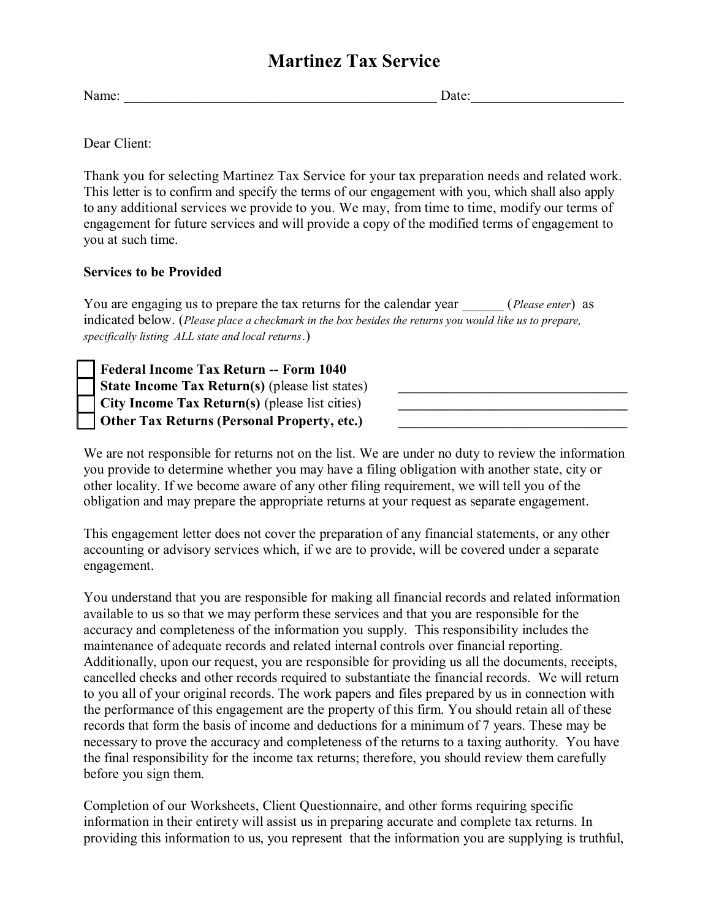# Martinez Tax Service

Name: _______________________________________________ Date:______________________

Dear Client:

Thank you for selecting Martinez Tax Service for your tax preparation needs and related work. This letter is to confirm and specify the terms of our engagement with you, which shall also apply to any additional services we provide to you. We may, from time to time, modify our terms of engagement for future services and will provide a copy of the modified terms of engagement to you at such time.

**Services to be Provided**

You are engaging us to prepare the tax returns for the calendar year ______ (*Please enter*) as indicated below. (*Please place a checkmark in the box besides the returns you would like us to prepare, specifically listing ALL state and local returns*.)

- ☐ **Federal Income Tax Return -- Form 1040**
- ☐ **State Income Tax Return(s)** (please list states) ___________________________________
- ☐ **City Income Tax Return(s)** (please list cities) ___________________________________
- ☐ **Other Tax Returns (Personal Property, etc.)** ___________________________________

We are not responsible for returns not on the list. We are under no duty to review the information you provide to determine whether you may have a filing obligation with another state, city or other locality. If we become aware of any other filing requirement, we will tell you of the obligation and may prepare the appropriate returns at your request as separate engagement.

This engagement letter does not cover the preparation of any financial statements, or any other accounting or advisory services which, if we are to provide, will be covered under a separate engagement.

You understand that you are responsible for making all financial records and related information available to us so that we may perform these services and that you are responsible for the accuracy and completeness of the information you supply. This responsibility includes the maintenance of adequate records and related internal controls over financial reporting. Additionally, upon our request, you are responsible for providing us all the documents, receipts, cancelled checks and other records required to substantiate the financial records. We will return to you all of your original records. The work papers and files prepared by us in connection with the performance of this engagement are the property of this firm. You should retain all of these records that form the basis of income and deductions for a minimum of 7 years. These may be necessary to prove the accuracy and completeness of the returns to a taxing authority. You have the final responsibility for the income tax returns; therefore, you should review them carefully before you sign them.

Completion of our Worksheets, Client Questionnaire, and other forms requiring specific information in their entirety will assist us in preparing accurate and complete tax returns. In providing this information to us, you represent that the information you are supplying is truthful,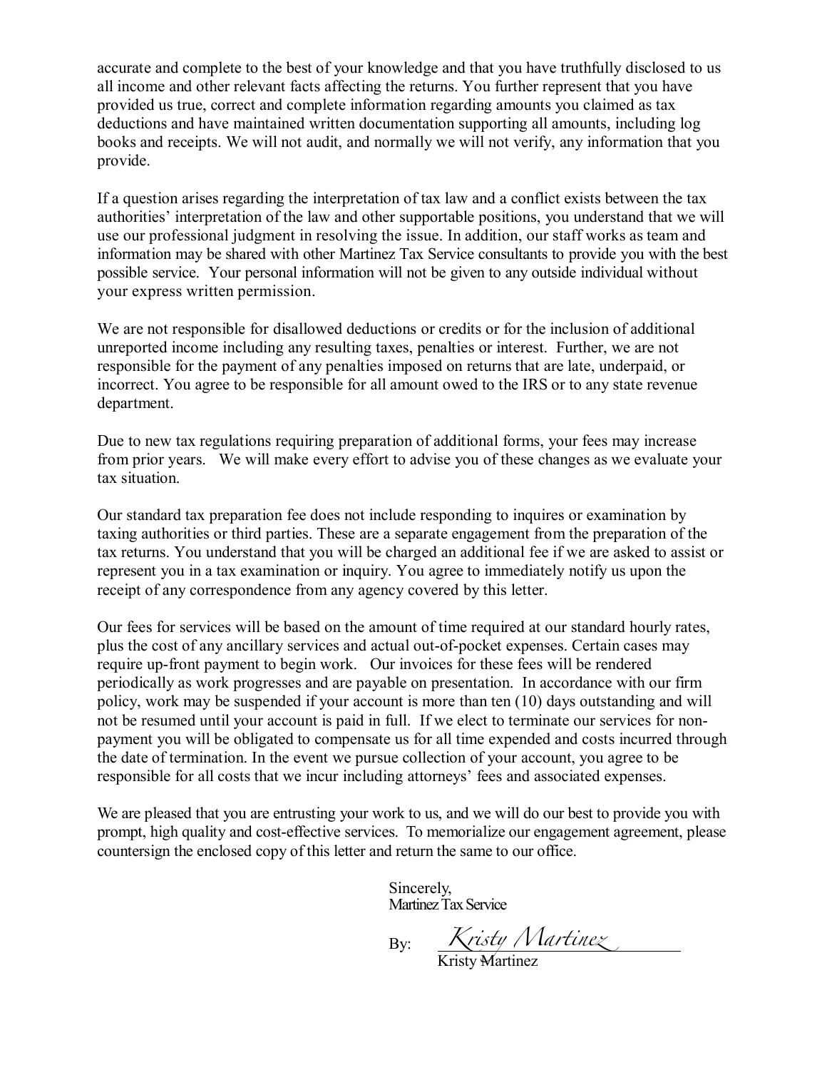accurate and complete to the best of your knowledge and that you have truthfully disclosed to us all income and other relevant facts affecting the returns. You further represent that you have provided us true, correct and complete information regarding amounts you claimed as tax deductions and have maintained written documentation supporting all amounts, including log books and receipts. We will not audit, and normally we will not verify, any information that you provide.

If a question arises regarding the interpretation of tax law and a conflict exists between the tax authorities' interpretation of the law and other supportable positions, you understand that we will use our professional judgment in resolving the issue. In addition, our staff works as team and information may be shared with other Martinez Tax Service consultants to provide you with the best possible service. Your personal information will not be given to any outside individual without your express written permission.

We are not responsible for disallowed deductions or credits or for the inclusion of additional unreported income including any resulting taxes, penalties or interest. Further, we are not responsible for the payment of any penalties imposed on returns that are late, underpaid, or incorrect. You agree to be responsible for all amount owed to the IRS or to any state revenue department.

Due to new tax regulations requiring preparation of additional forms, your fees may increase from prior years. We will make every effort to advise you of these changes as we evaluate your tax situation.

Our standard tax preparation fee does not include responding to inquires or examination by taxing authorities or third parties. These are a separate engagement from the preparation of the tax returns. You understand that you will be charged an additional fee if we are asked to assist or represent you in a tax examination or inquiry. You agree to immediately notify us upon the receipt of any correspondence from any agency covered by this letter.

Our fees for services will be based on the amount of time required at our standard hourly rates, plus the cost of any ancillary services and actual out-of-pocket expenses. Certain cases may require up-front payment to begin work. Our invoices for these fees will be rendered periodically as work progresses and are payable on presentation. In accordance with our firm policy, work may be suspended if your account is more than ten (10) days outstanding and will not be resumed until your account is paid in full. If we elect to terminate our services for non-payment you will be obligated to compensate us for all time expended and costs incurred through the date of termination. In the event we pursue collection of your account, you agree to be responsible for all costs that we incur including attorneys' fees and associated expenses.

We are pleased that you are entrusting your work to us, and we will do our best to provide you with prompt, high quality and cost-effective services. To memorialize our engagement agreement, please countersign the enclosed copy of this letter and return the same to our office.

Sincerely,
Martinez Tax Service

By: *Kristy Martinez*
Kristy Martinez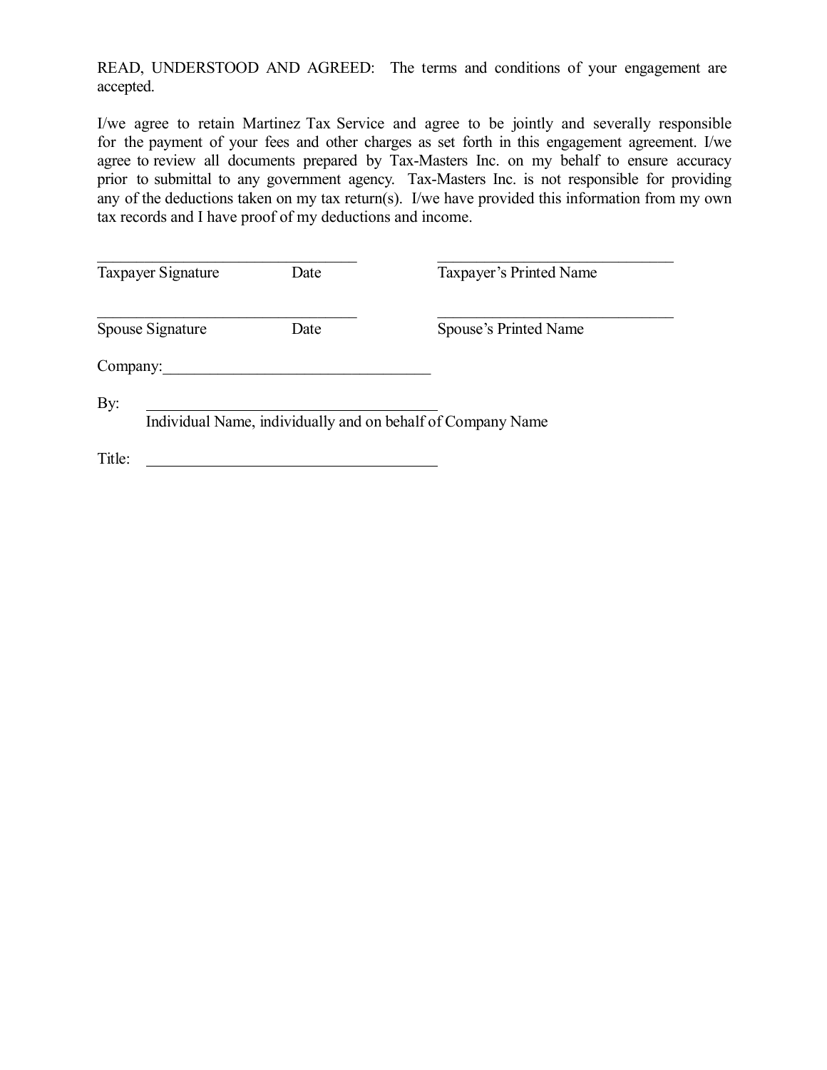READ, UNDERSTOOD AND AGREED: The terms and conditions of your engagement are accepted.

I/we agree to retain Martinez Tax Service and agree to be jointly and severally responsible for the payment of your fees and other charges as set forth in this engagement agreement. I/we agree to review all documents prepared by Tax-Masters Inc. on my behalf to ensure accuracy prior to submittal to any government agency. Tax-Masters Inc. is not responsible for providing any of the deductions taken on my tax return(s). I/we have provided this information from my own tax records and I have proof of my deductions and income.

\_\_\_\_\_\_\_\_\_\_\_\_\_\_\_\_\_\_\_\_\_\_\_\_\_\_\_\_\_\_\_\_ &nbsp;&nbsp;&nbsp;&nbsp; \_\_\_\_\_\_\_\_\_\_\_\_\_\_\_\_\_\_\_\_\_\_\_\_\_\_\_\_\_\_\_\_

Taxpayer Signature &nbsp;&nbsp;&nbsp;&nbsp; Date &nbsp;&nbsp;&nbsp;&nbsp; Taxpayer's Printed Name

\_\_\_\_\_\_\_\_\_\_\_\_\_\_\_\_\_\_\_\_\_\_\_\_\_\_\_\_\_\_\_\_ &nbsp;&nbsp;&nbsp;&nbsp; \_\_\_\_\_\_\_\_\_\_\_\_\_\_\_\_\_\_\_\_\_\_\_\_\_\_\_\_\_\_\_\_

Spouse Signature &nbsp;&nbsp;&nbsp;&nbsp; Date &nbsp;&nbsp;&nbsp;&nbsp; Spouse's Printed Name

Company:\_\_\_\_\_\_\_\_\_\_\_\_\_\_\_\_\_\_\_\_\_\_\_\_\_\_\_\_\_\_\_\_

By: \_\_\_\_\_\_\_\_\_\_\_\_\_\_\_\_\_\_\_\_\_\_\_\_\_\_\_\_\_\_\_\_

Individual Name, individually and on behalf of Company Name

Title: \_\_\_\_\_\_\_\_\_\_\_\_\_\_\_\_\_\_\_\_\_\_\_\_\_\_\_\_\_\_\_\_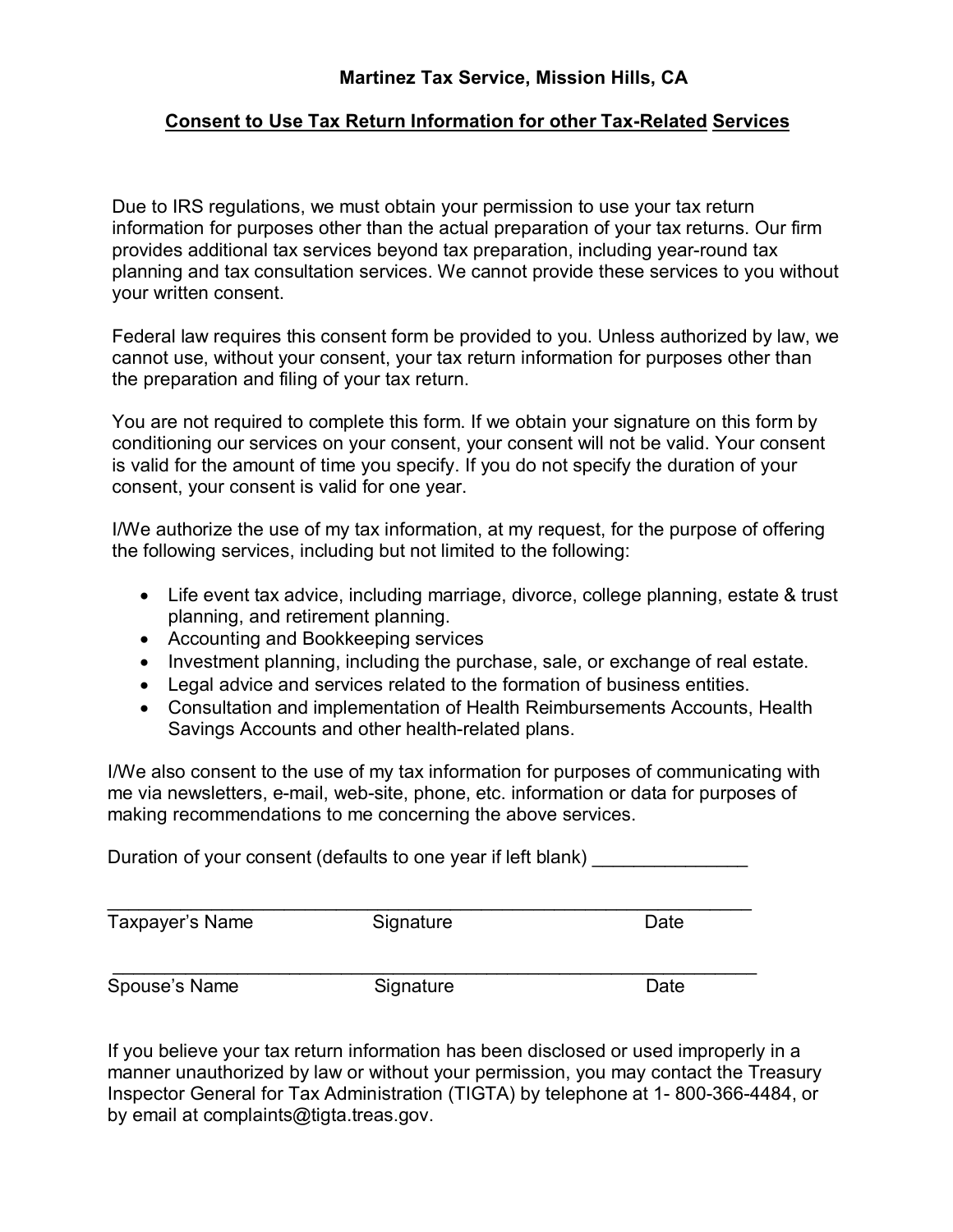**Martinez Tax Service, Mission Hills, CA**

**Consent to Use Tax Return Information for other Tax-Related Services**

Due to IRS regulations, we must obtain your permission to use your tax return information for purposes other than the actual preparation of your tax returns. Our firm provides additional tax services beyond tax preparation, including year-round tax planning and tax consultation services. We cannot provide these services to you without your written consent.

Federal law requires this consent form be provided to you. Unless authorized by law, we cannot use, without your consent, your tax return information for purposes other than the preparation and filing of your tax return.

You are not required to complete this form. If we obtain your signature on this form by conditioning our services on your consent, your consent will not be valid. Your consent is valid for the amount of time you specify. If you do not specify the duration of your consent, your consent is valid for one year.

I/We authorize the use of my tax information, at my request, for the purpose of offering the following services, including but not limited to the following:

- Life event tax advice, including marriage, divorce, college planning, estate & trust planning, and retirement planning.
- Accounting and Bookkeeping services
- Investment planning, including the purchase, sale, or exchange of real estate.
- Legal advice and services related to the formation of business entities.
- Consultation and implementation of Health Reimbursements Accounts, Health Savings Accounts and other health-related plans.

I/We also consent to the use of my tax information for purposes of communicating with me via newsletters, e-mail, web-site, phone, etc. information or data for purposes of making recommendations to me concerning the above services.

Duration of your consent (defaults to one year if left blank) _______________

_______________________________________________________________

Taxpayer's Name                    Signature                    Date

_______________________________________________________________

Spouse's Name                    Signature                    Date

If you believe your tax return information has been disclosed or used improperly in a manner unauthorized by law or without your permission, you may contact the Treasury Inspector General for Tax Administration (TIGTA) by telephone at 1- 800-366-4484, or by email at complaints@tigta.treas.gov.